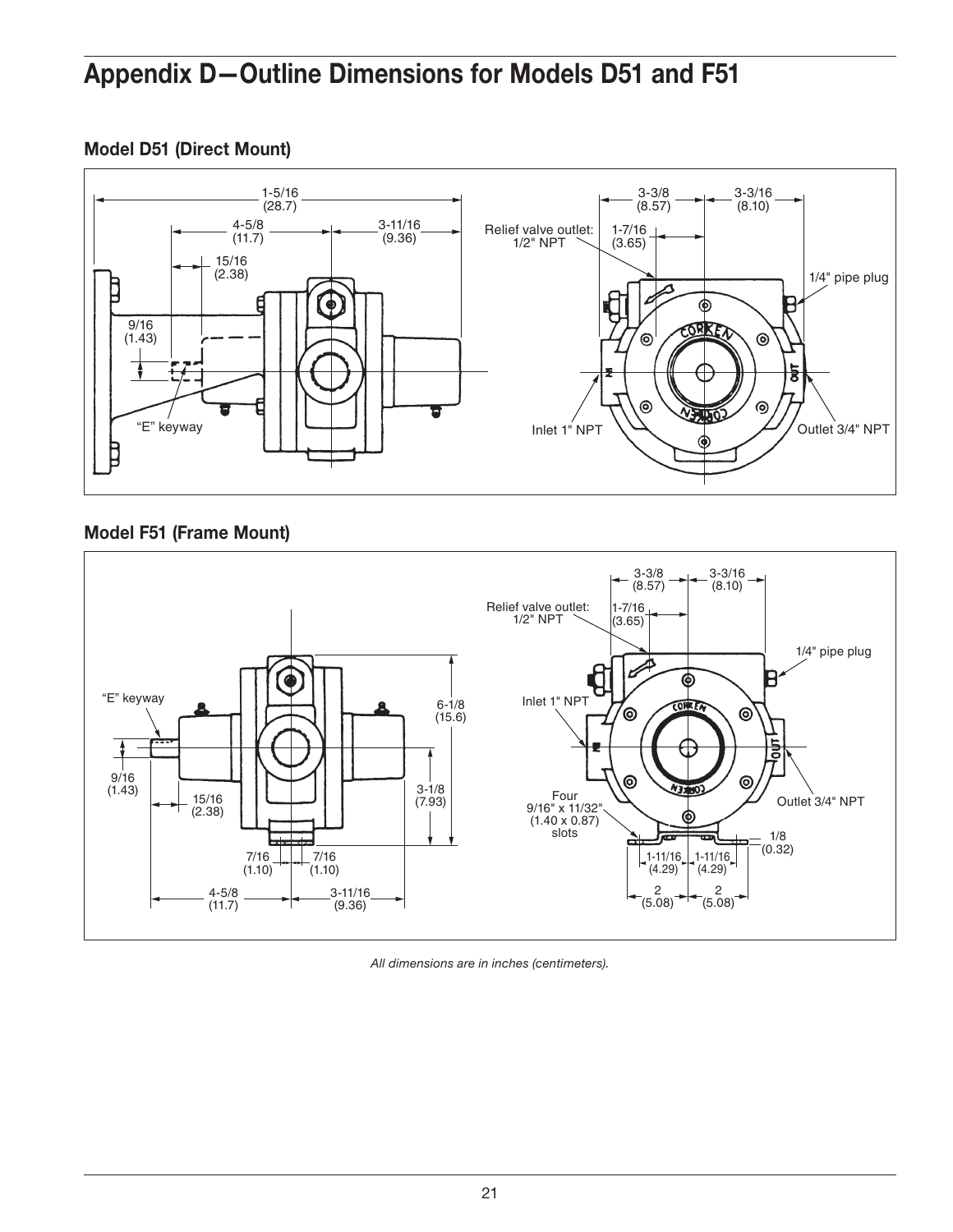# Appendix D—Outline Dimensions for Models D51 and F51

## Model D51 (Direct Mount)

1-5/16 (28.7)

4-5/8 (11.7)

3-11/16 (9.36)

15/16 (2.38)

9/16 (1.43)

"E" keyway

3-3/8 (8.57)

3-3/16 (8.10)

Relief valve outlet: 1/2" NPT

1-7/16 (3.65)

1/4" pipe plug

Inlet 1" NPT

Outlet 3/4" NPT

## Model F51 (Frame Mount)

"E" keyway

9/16 (1.43)

15/16 (2.38)

6-1/8 (15.6)

3-1/8 (7.93)

7/16 (1.10)

7/16 (1.10)

4-5/8 (11.7)

3-11/16 (9.36)

3-3/8 (8.57)

3-3/16 (8.10)

Relief valve outlet: 1/2" NPT

1-7/16 (3.65)

1/4" pipe plug

Inlet 1" NPT

Outlet 3/4" NPT

Four 9/16" x 11/32" (1.40 x 0.87) slots

1/8 (0.32)

1-11/16 (4.29)

1-11/16 (4.29)

2 (5.08)

2 (5.08)

*All dimensions are in inches (centimeters).*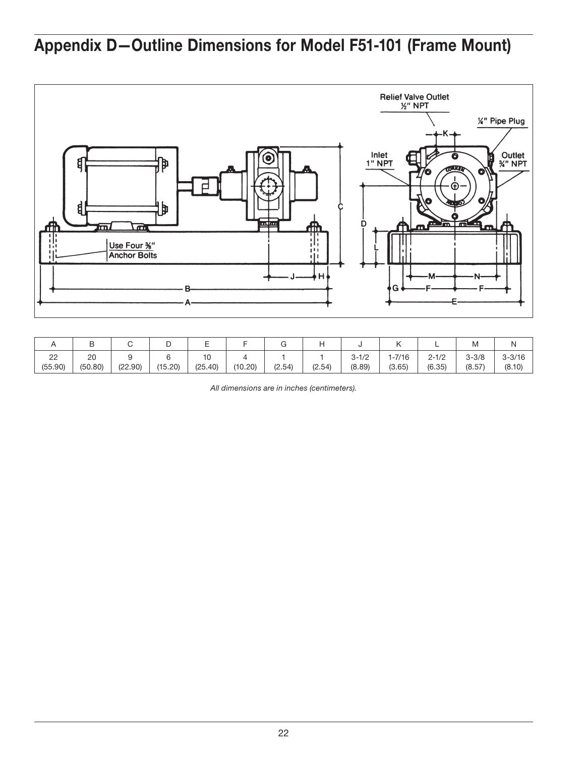# Appendix D—Outline Dimensions for Model F51-101 (Frame Mount)

Relief Valve Outlet ½" NPT

¼" Pipe Plug

Inlet 1" NPT

Outlet ¾" NPT

Use Four ⅜" Anchor Bolts

| A | B | C | D | E | F | G | H | J | K | L | M | N |
|---|---|---|---|---|---|---|---|---|---|---|---|---|
| 22 (55.90) | 20 (50.80) | 9 (22.90) | 6 (15.20) | 10 (25.40) | 4 (10.20) | 1 (2.54) | 1 (2.54) | 3-1/2 (8.89) | 1-7/16 (3.65) | 2-1/2 (6.35) | 3-3/8 (8.57) | 3-3/16 (8.10) |

*All dimensions are in inches (centimeters).*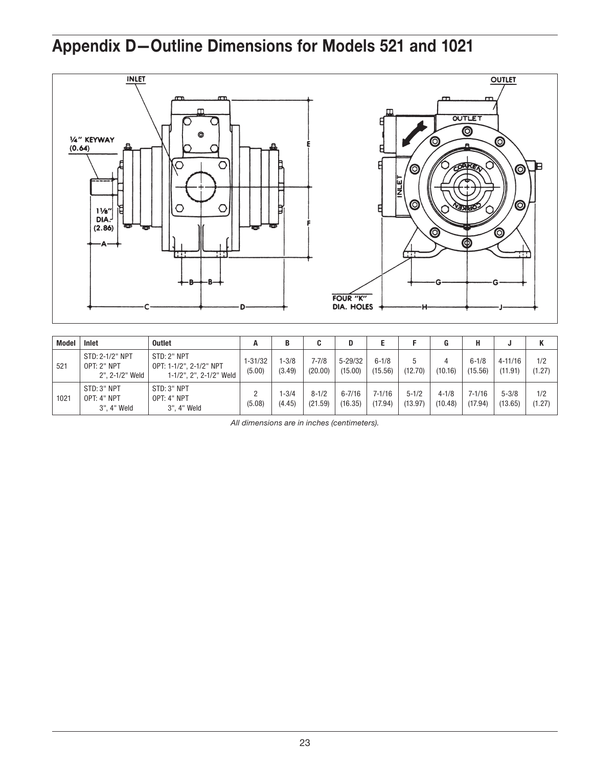# Appendix D—Outline Dimensions for Models 521 and 1021

| Model | Inlet | Outlet | A | B | C | D | E | F | G | H | J | K |
|---|---|---|---|---|---|---|---|---|---|---|---|---|
| 521 | STD: 2-1/2" NPT<br>OPT: 2" NPT<br>2", 2-1/2" Weld | STD: 2" NPT<br>OPT: 1-1/2", 2-1/2" NPT<br>1-1/2", 2", 2-1/2" Weld | 1-31/32<br>(5.00) | 1-3/8<br>(3.49) | 7-7/8<br>(20.00) | 5-29/32<br>(15.00) | 6-1/8<br>(15.56) | 5<br>(12.70) | 4<br>(10.16) | 6-1/8<br>(15.56) | 4-11/16<br>(11.91) | 1/2<br>(1.27) |
| 1021 | STD: 3" NPT<br>OPT: 4" NPT<br>3", 4" Weld | STD: 3" NPT<br>OPT: 4" NPT<br>3", 4" Weld | 2<br>(5.08) | 1-3/4<br>(4.45) | 8-1/2<br>(21.59) | 6-7/16<br>(16.35) | 7-1/16<br>(17.94) | 5-1/2<br>(13.97) | 4-1/8<br>(10.48) | 7-1/16<br>(17.94) | 5-3/8<br>(13.65) | 1/2<br>(1.27) |

*All dimensions are in inches (centimeters).*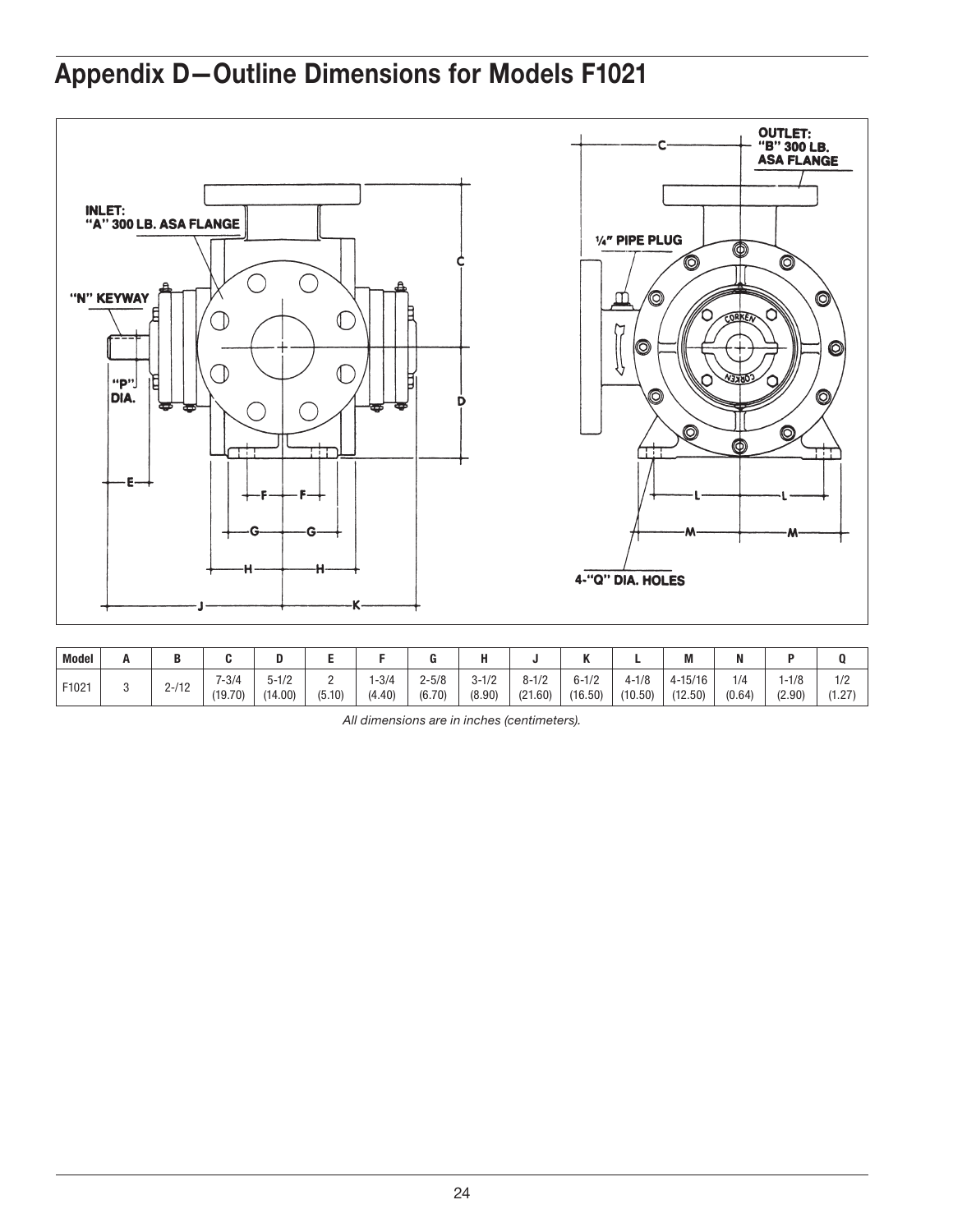# Appendix D—Outline Dimensions for Models F1021

| Model | A | B | C | D | E | F | G | H | J | K | L | M | N | P | Q |
|---|---|---|---|---|---|---|---|---|---|---|---|---|---|---|---|
| F1021 | 3 | 2-/12 | 7-3/4 (19.70) | 5-1/2 (14.00) | 2 (5.10) | 1-3/4 (4.40) | 2-5/8 (6.70) | 3-1/2 (8.90) | 8-1/2 (21.60) | 6-1/2 (16.50) | 4-1/8 (10.50) | 4-15/16 (12.50) | 1/4 (0.64) | 1-1/8 (2.90) | 1/2 (1.27) |

*All dimensions are in inches (centimeters).*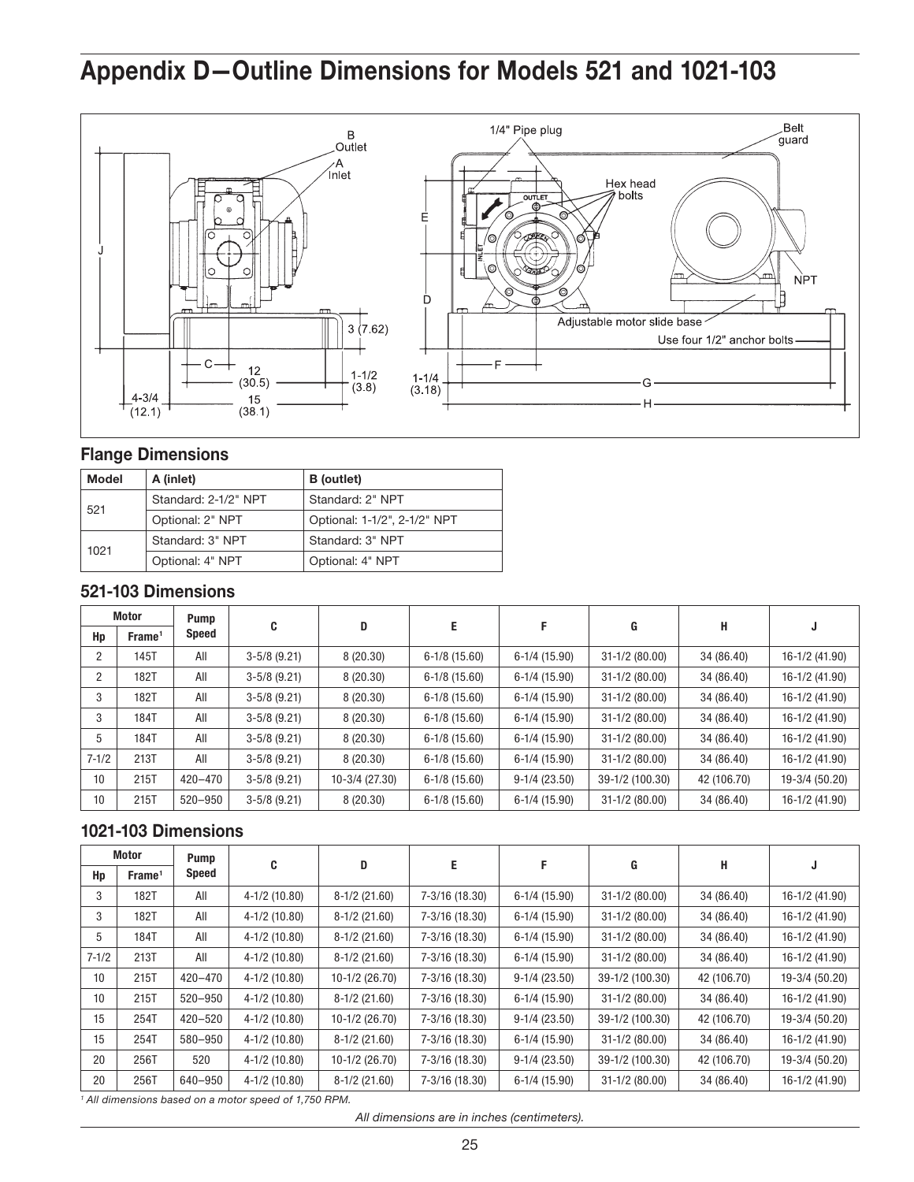# Appendix D—Outline Dimensions for Models 521 and 1021-103

## Flange Dimensions

| Model | A (inlet) | B (outlet) |
|---|---|---|
| 521 | Standard: 2-1/2" NPT | Standard: 2" NPT |
| | Optional: 2" NPT | Optional: 1-1/2", 2-1/2" NPT |
| 1021 | Standard: 3" NPT | Standard: 3" NPT |
| | Optional: 4" NPT | Optional: 4" NPT |

## 521-103 Dimensions

| Motor | | Pump Speed | C | D | E | F | G | H | J |
|---|---|---|---|---|---|---|---|---|---|
| Hp | Frame[1] | | | | | | | | |
| 2 | 145T | All | 3-5/8 (9.21) | 8 (20.30) | 6-1/8 (15.60) | 6-1/4 (15.90) | 31-1/2 (80.00) | 34 (86.40) | 16-1/2 (41.90) |
| 2 | 182T | All | 3-5/8 (9.21) | 8 (20.30) | 6-1/8 (15.60) | 6-1/4 (15.90) | 31-1/2 (80.00) | 34 (86.40) | 16-1/2 (41.90) |
| 3 | 182T | All | 3-5/8 (9.21) | 8 (20.30) | 6-1/8 (15.60) | 6-1/4 (15.90) | 31-1/2 (80.00) | 34 (86.40) | 16-1/2 (41.90) |
| 3 | 184T | All | 3-5/8 (9.21) | 8 (20.30) | 6-1/8 (15.60) | 6-1/4 (15.90) | 31-1/2 (80.00) | 34 (86.40) | 16-1/2 (41.90) |
| 5 | 184T | All | 3-5/8 (9.21) | 8 (20.30) | 6-1/8 (15.60) | 6-1/4 (15.90) | 31-1/2 (80.00) | 34 (86.40) | 16-1/2 (41.90) |
| 7-1/2 | 213T | All | 3-5/8 (9.21) | 8 (20.30) | 6-1/8 (15.60) | 6-1/4 (15.90) | 31-1/2 (80.00) | 34 (86.40) | 16-1/2 (41.90) |
| 10 | 215T | 420–470 | 3-5/8 (9.21) | 10-3/4 (27.30) | 6-1/8 (15.60) | 9-1/4 (23.50) | 39-1/2 (100.30) | 42 (106.70) | 19-3/4 (50.20) |
| 10 | 215T | 520–950 | 3-5/8 (9.21) | 8 (20.30) | 6-1/8 (15.60) | 6-1/4 (15.90) | 31-1/2 (80.00) | 34 (86.40) | 16-1/2 (41.90) |

## 1021-103 Dimensions

| Motor | | Pump Speed | C | D | E | F | G | H | J |
|---|---|---|---|---|---|---|---|---|---|
| Hp | Frame[1] | | | | | | | | |
| 3 | 182T | All | 4-1/2 (10.80) | 8-1/2 (21.60) | 7-3/16 (18.30) | 6-1/4 (15.90) | 31-1/2 (80.00) | 34 (86.40) | 16-1/2 (41.90) |
| 3 | 182T | All | 4-1/2 (10.80) | 8-1/2 (21.60) | 7-3/16 (18.30) | 6-1/4 (15.90) | 31-1/2 (80.00) | 34 (86.40) | 16-1/2 (41.90) |
| 5 | 184T | All | 4-1/2 (10.80) | 8-1/2 (21.60) | 7-3/16 (18.30) | 6-1/4 (15.90) | 31-1/2 (80.00) | 34 (86.40) | 16-1/2 (41.90) |
| 7-1/2 | 213T | All | 4-1/2 (10.80) | 8-1/2 (21.60) | 7-3/16 (18.30) | 6-1/4 (15.90) | 31-1/2 (80.00) | 34 (86.40) | 16-1/2 (41.90) |
| 10 | 215T | 420–470 | 4-1/2 (10.80) | 10-1/2 (26.70) | 7-3/16 (18.30) | 9-1/4 (23.50) | 39-1/2 (100.30) | 42 (106.70) | 19-3/4 (50.20) |
| 10 | 215T | 520–950 | 4-1/2 (10.80) | 8-1/2 (21.60) | 7-3/16 (18.30) | 6-1/4 (15.90) | 31-1/2 (80.00) | 34 (86.40) | 16-1/2 (41.90) |
| 15 | 254T | 420–520 | 4-1/2 (10.80) | 10-1/2 (26.70) | 7-3/16 (18.30) | 9-1/4 (23.50) | 39-1/2 (100.30) | 42 (106.70) | 19-3/4 (50.20) |
| 15 | 254T | 580–950 | 4-1/2 (10.80) | 8-1/2 (21.60) | 7-3/16 (18.30) | 6-1/4 (15.90) | 31-1/2 (80.00) | 34 (86.40) | 16-1/2 (41.90) |
| 20 | 256T | 520 | 4-1/2 (10.80) | 10-1/2 (26.70) | 7-3/16 (18.30) | 9-1/4 (23.50) | 39-1/2 (100.30) | 42 (106.70) | 19-3/4 (50.20) |
| 20 | 256T | 640–950 | 4-1/2 (10.80) | 8-1/2 (21.60) | 7-3/16 (18.30) | 6-1/4 (15.90) | 31-1/2 (80.00) | 34 (86.40) | 16-1/2 (41.90) |

[1] *All dimensions based on a motor speed of 1,750 RPM.*

*All dimensions are in inches (centimeters).*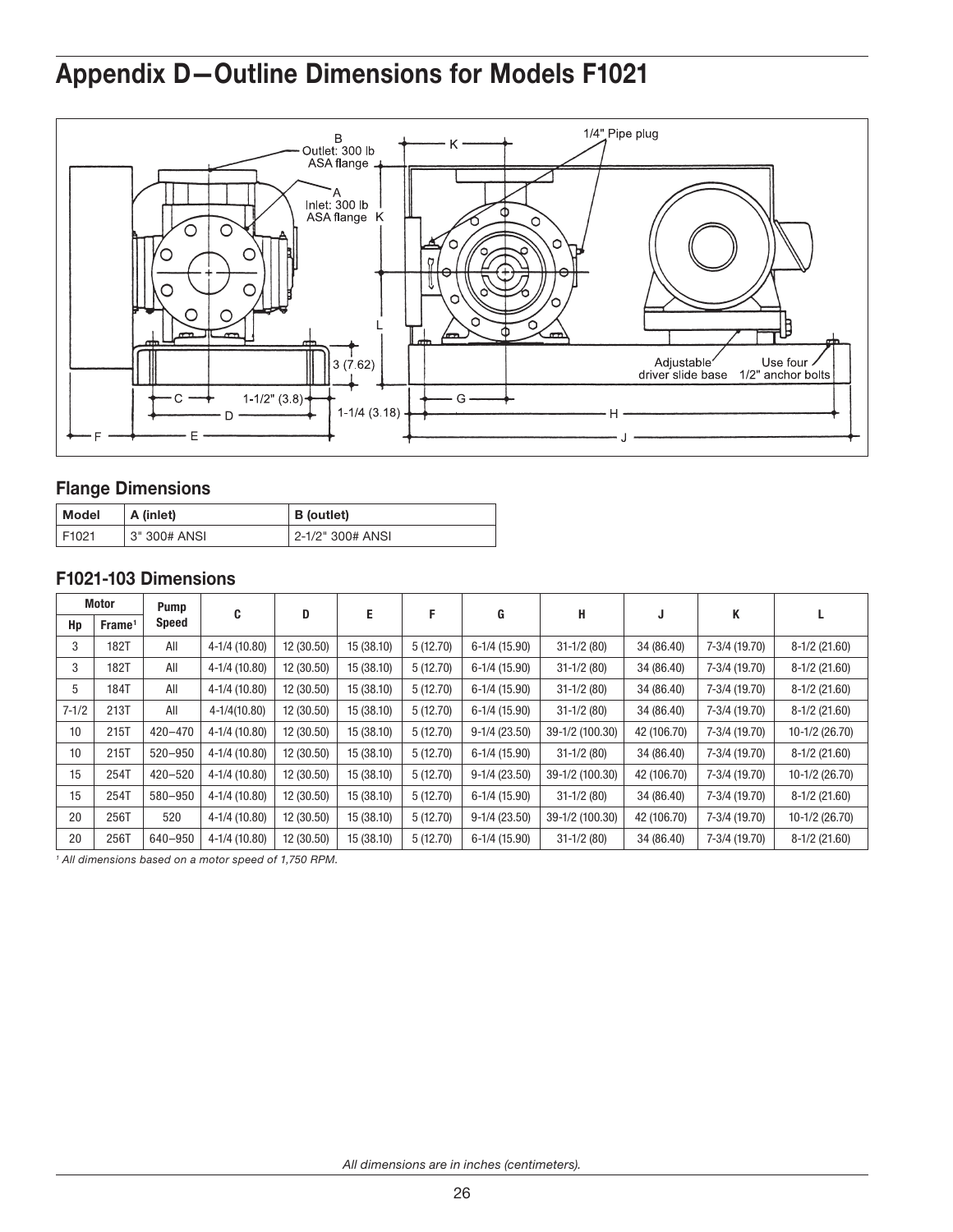# Appendix D—Outline Dimensions for Models F1021

B
Outlet: 300 lb
ASA flange

A
Inlet: 300 lb
ASA flange

K

1/4" Pipe plug

L

3 (7.62)

1-1/2" (3.8)

1-1/4 (3.18)

C

D

E

F

G

H

J

Adjustable driver slide base

Use four 1/2" anchor bolts

## Flange Dimensions

| Model | A (inlet) | B (outlet) |
|---|---|---|
| F1021 | 3" 300# ANSI | 2-1/2" 300# ANSI |

## F1021-103 Dimensions

| Motor | | Pump Speed | C | D | E | F | G | H | J | K | L |
|---|---|---|---|---|---|---|---|---|---|---|---|
| Hp | Frame[1] | | | | | | | | | | |
| 3 | 182T | All | 4-1/4 (10.80) | 12 (30.50) | 15 (38.10) | 5 (12.70) | 6-1/4 (15.90) | 31-1/2 (80) | 34 (86.40) | 7-3/4 (19.70) | 8-1/2 (21.60) |
| 3 | 182T | All | 4-1/4 (10.80) | 12 (30.50) | 15 (38.10) | 5 (12.70) | 6-1/4 (15.90) | 31-1/2 (80) | 34 (86.40) | 7-3/4 (19.70) | 8-1/2 (21.60) |
| 5 | 184T | All | 4-1/4 (10.80) | 12 (30.50) | 15 (38.10) | 5 (12.70) | 6-1/4 (15.90) | 31-1/2 (80) | 34 (86.40) | 7-3/4 (19.70) | 8-1/2 (21.60) |
| 7-1/2 | 213T | All | 4-1/4(10.80) | 12 (30.50) | 15 (38.10) | 5 (12.70) | 6-1/4 (15.90) | 31-1/2 (80) | 34 (86.40) | 7-3/4 (19.70) | 8-1/2 (21.60) |
| 10 | 215T | 420–470 | 4-1/4 (10.80) | 12 (30.50) | 15 (38.10) | 5 (12.70) | 9-1/4 (23.50) | 39-1/2 (100.30) | 42 (106.70) | 7-3/4 (19.70) | 10-1/2 (26.70) |
| 10 | 215T | 520–950 | 4-1/4 (10.80) | 12 (30.50) | 15 (38.10) | 5 (12.70) | 6-1/4 (15.90) | 31-1/2 (80) | 34 (86.40) | 7-3/4 (19.70) | 8-1/2 (21.60) |
| 15 | 254T | 420–520 | 4-1/4 (10.80) | 12 (30.50) | 15 (38.10) | 5 (12.70) | 9-1/4 (23.50) | 39-1/2 (100.30) | 42 (106.70) | 7-3/4 (19.70) | 10-1/2 (26.70) |
| 15 | 254T | 580–950 | 4-1/4 (10.80) | 12 (30.50) | 15 (38.10) | 5 (12.70) | 6-1/4 (15.90) | 31-1/2 (80) | 34 (86.40) | 7-3/4 (19.70) | 8-1/2 (21.60) |
| 20 | 256T | 520 | 4-1/4 (10.80) | 12 (30.50) | 15 (38.10) | 5 (12.70) | 9-1/4 (23.50) | 39-1/2 (100.30) | 42 (106.70) | 7-3/4 (19.70) | 10-1/2 (26.70) |
| 20 | 256T | 640–950 | 4-1/4 (10.80) | 12 (30.50) | 15 (38.10) | 5 (12.70) | 6-1/4 (15.90) | 31-1/2 (80) | 34 (86.40) | 7-3/4 (19.70) | 8-1/2 (21.60) |

[1] *All dimensions based on a motor speed of 1,750 RPM.*

*All dimensions are in inches (centimeters).*